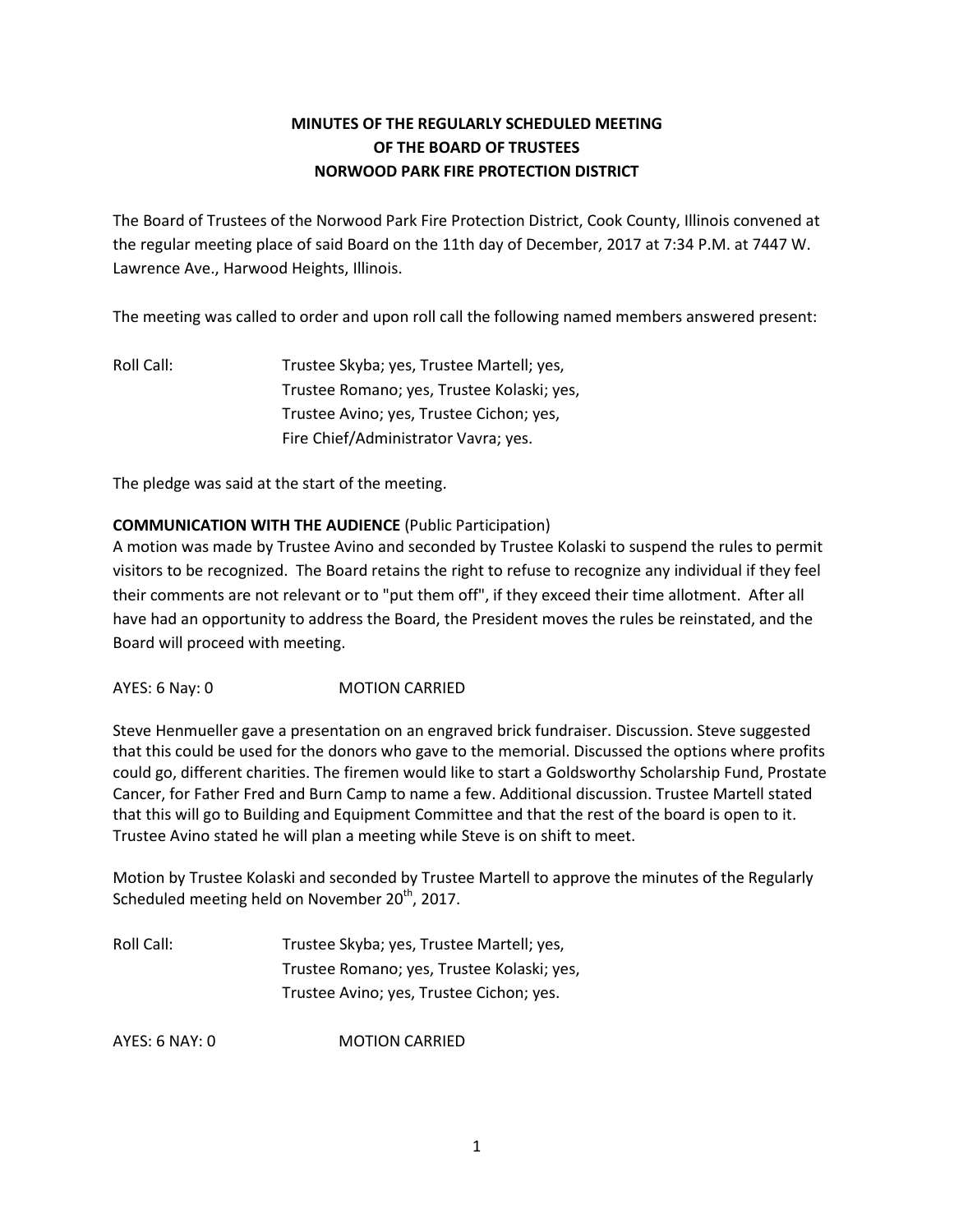# MINUTES OF THE REGULARLY SCHEDULED MEETING OF THE BOARD OF TRUSTEES NORWOOD PARK FIRE PROTECTION DISTRICT

The Board of Trustees of the Norwood Park Fire Protection District, Cook County, Illinois convened at the regular meeting place of said Board on the 11th day of December, 2017 at 7:34 P.M. at 7447 W. Lawrence Ave., Harwood Heights, Illinois.

The meeting was called to order and upon roll call the following named members answered present:

Roll Call: Trustee Skyba; yes, Trustee Martell; yes,
Trustee Romano; yes, Trustee Kolaski; yes,
Trustee Avino; yes, Trustee Cichon; yes,
Fire Chief/Administrator Vavra; yes.

The pledge was said at the start of the meeting.

**COMMUNICATION WITH THE AUDIENCE** (Public Participation)
A motion was made by Trustee Avino and seconded by Trustee Kolaski to suspend the rules to permit visitors to be recognized. The Board retains the right to refuse to recognize any individual if they feel their comments are not relevant or to "put them off", if they exceed their time allotment. After all have had an opportunity to address the Board, the President moves the rules be reinstated, and the Board will proceed with meeting.

AYES: 6 Nay: 0 MOTION CARRIED

Steve Henmueller gave a presentation on an engraved brick fundraiser. Discussion. Steve suggested that this could be used for the donors who gave to the memorial. Discussed the options where profits could go, different charities. The firemen would like to start a Goldsworthy Scholarship Fund, Prostate Cancer, for Father Fred and Burn Camp to name a few. Additional discussion. Trustee Martell stated that this will go to Building and Equipment Committee and that the rest of the board is open to it. Trustee Avino stated he will plan a meeting while Steve is on shift to meet.

Motion by Trustee Kolaski and seconded by Trustee Martell to approve the minutes of the Regularly Scheduled meeting held on November 20th, 2017.

Roll Call: Trustee Skyba; yes, Trustee Martell; yes,
Trustee Romano; yes, Trustee Kolaski; yes,
Trustee Avino; yes, Trustee Cichon; yes.

AYES: 6 NAY: 0 MOTION CARRIED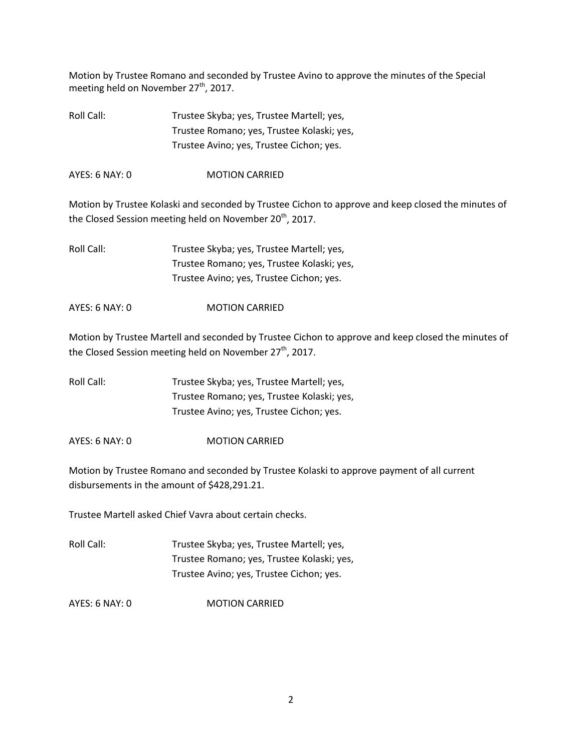Motion by Trustee Romano and seconded by Trustee Avino to approve the minutes of the Special meeting held on November 27th, 2017.

Roll Call: Trustee Skyba; yes, Trustee Martell; yes,
Trustee Romano; yes, Trustee Kolaski; yes,
Trustee Avino; yes, Trustee Cichon; yes.

AYES: 6 NAY: 0 MOTION CARRIED

Motion by Trustee Kolaski and seconded by Trustee Cichon to approve and keep closed the minutes of the Closed Session meeting held on November 20th, 2017.

Roll Call: Trustee Skyba; yes, Trustee Martell; yes,
Trustee Romano; yes, Trustee Kolaski; yes,
Trustee Avino; yes, Trustee Cichon; yes.

AYES: 6 NAY: 0 MOTION CARRIED

Motion by Trustee Martell and seconded by Trustee Cichon to approve and keep closed the minutes of the Closed Session meeting held on November 27th, 2017.

Roll Call: Trustee Skyba; yes, Trustee Martell; yes,
Trustee Romano; yes, Trustee Kolaski; yes,
Trustee Avino; yes, Trustee Cichon; yes.

AYES: 6 NAY: 0 MOTION CARRIED

Motion by Trustee Romano and seconded by Trustee Kolaski to approve payment of all current disbursements in the amount of $428,291.21.

Trustee Martell asked Chief Vavra about certain checks.

Roll Call: Trustee Skyba; yes, Trustee Martell; yes,
Trustee Romano; yes, Trustee Kolaski; yes,
Trustee Avino; yes, Trustee Cichon; yes.

AYES: 6 NAY: 0 MOTION CARRIED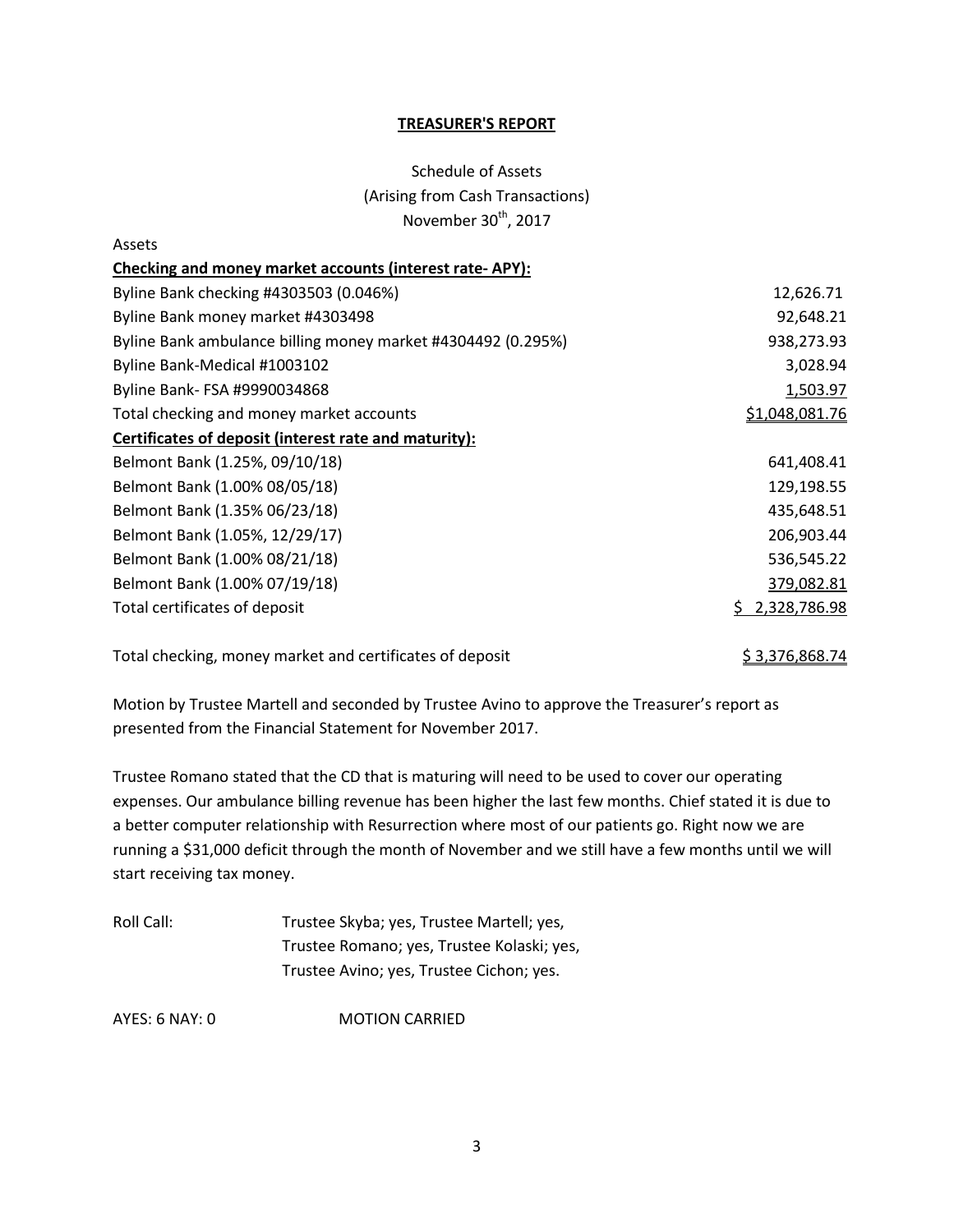**TREASURER'S REPORT**

Schedule of Assets
(Arising from Cash Transactions)
November 30th, 2017

| | |
|---|---|
| Assets | |
| **Checking and money market accounts (interest rate- APY):** | |
| Byline Bank checking #4303503 (0.046%) | 12,626.71 |
| Byline Bank money market #4303498 | 92,648.21 |
| Byline Bank ambulance billing money market #4304492 (0.295%) | 938,273.93 |
| Byline Bank-Medical #1003102 | 3,028.94 |
| Byline Bank- FSA #9990034868 | 1,503.97 |
| Total checking and money market accounts | $1,048,081.76 |
| **Certificates of deposit (interest rate and maturity):** | |
| Belmont Bank (1.25%, 09/10/18) | 641,408.41 |
| Belmont Bank (1.00% 08/05/18) | 129,198.55 |
| Belmont Bank (1.35% 06/23/18) | 435,648.51 |
| Belmont Bank (1.05%, 12/29/17) | 206,903.44 |
| Belmont Bank (1.00% 08/21/18) | 536,545.22 |
| Belmont Bank (1.00% 07/19/18) | 379,082.81 |
| Total certificates of deposit | $ 2,328,786.98 |
| Total checking, money market and certificates of deposit | $ 3,376,868.74 |

Motion by Trustee Martell and seconded by Trustee Avino to approve the Treasurer's report as presented from the Financial Statement for November 2017.

Trustee Romano stated that the CD that is maturing will need to be used to cover our operating expenses. Our ambulance billing revenue has been higher the last few months. Chief stated it is due to a better computer relationship with Resurrection where most of our patients go. Right now we are running a $31,000 deficit through the month of November and we still have a few months until we will start receiving tax money.

Roll Call: Trustee Skyba; yes, Trustee Martell; yes, Trustee Romano; yes, Trustee Kolaski; yes, Trustee Avino; yes, Trustee Cichon; yes.

AYES: 6 NAY: 0 MOTION CARRIED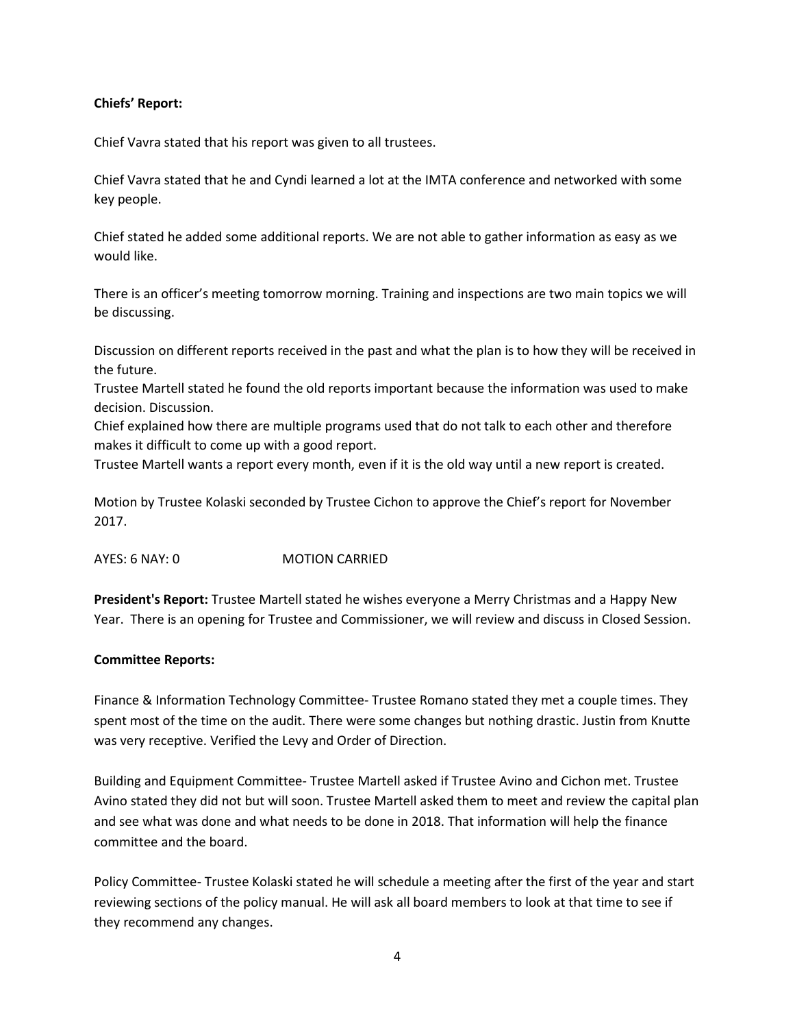**Chiefs' Report:**

Chief Vavra stated that his report was given to all trustees.

Chief Vavra stated that he and Cyndi learned a lot at the IMTA conference and networked with some key people.

Chief stated he added some additional reports. We are not able to gather information as easy as we would like.

There is an officer's meeting tomorrow morning. Training and inspections are two main topics we will be discussing.

Discussion on different reports received in the past and what the plan is to how they will be received in the future.
Trustee Martell stated he found the old reports important because the information was used to make decision. Discussion.
Chief explained how there are multiple programs used that do not talk to each other and therefore makes it difficult to come up with a good report.
Trustee Martell wants a report every month, even if it is the old way until a new report is created.

Motion by Trustee Kolaski seconded by Trustee Cichon to approve the Chief's report for November 2017.

AYES: 6 NAY: 0 MOTION CARRIED

**President's Report:** Trustee Martell stated he wishes everyone a Merry Christmas and a Happy New Year. There is an opening for Trustee and Commissioner, we will review and discuss in Closed Session.

**Committee Reports:**

Finance & Information Technology Committee- Trustee Romano stated they met a couple times. They spent most of the time on the audit. There were some changes but nothing drastic. Justin from Knutte was very receptive. Verified the Levy and Order of Direction.

Building and Equipment Committee- Trustee Martell asked if Trustee Avino and Cichon met. Trustee Avino stated they did not but will soon. Trustee Martell asked them to meet and review the capital plan and see what was done and what needs to be done in 2018. That information will help the finance committee and the board.

Policy Committee- Trustee Kolaski stated he will schedule a meeting after the first of the year and start reviewing sections of the policy manual. He will ask all board members to look at that time to see if they recommend any changes.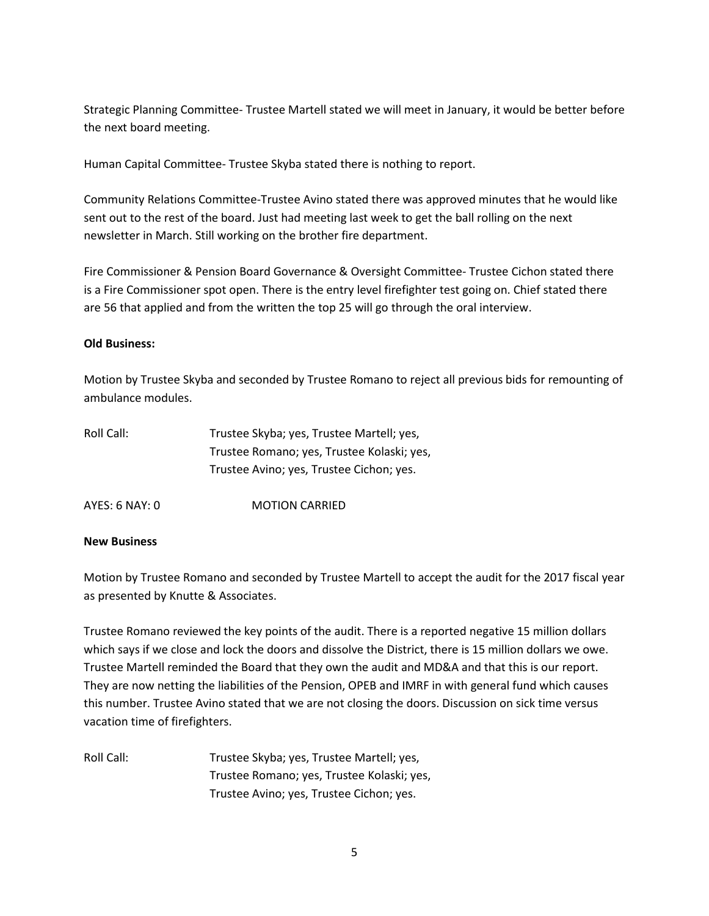Strategic Planning Committee- Trustee Martell stated we will meet in January, it would be better before the next board meeting.

Human Capital Committee- Trustee Skyba stated there is nothing to report.

Community Relations Committee-Trustee Avino stated there was approved minutes that he would like sent out to the rest of the board. Just had meeting last week to get the ball rolling on the next newsletter in March. Still working on the brother fire department.

Fire Commissioner & Pension Board Governance & Oversight Committee- Trustee Cichon stated there is a Fire Commissioner spot open. There is the entry level firefighter test going on. Chief stated there are 56 that applied and from the written the top 25 will go through the oral interview.

**Old Business:**

Motion by Trustee Skyba and seconded by Trustee Romano to reject all previous bids for remounting of ambulance modules.

Roll Call: Trustee Skyba; yes, Trustee Martell; yes,
Trustee Romano; yes, Trustee Kolaski; yes,
Trustee Avino; yes, Trustee Cichon; yes.

AYES: 6 NAY: 0 MOTION CARRIED

**New Business**

Motion by Trustee Romano and seconded by Trustee Martell to accept the audit for the 2017 fiscal year as presented by Knutte & Associates.

Trustee Romano reviewed the key points of the audit. There is a reported negative 15 million dollars which says if we close and lock the doors and dissolve the District, there is 15 million dollars we owe. Trustee Martell reminded the Board that they own the audit and MD&A and that this is our report. They are now netting the liabilities of the Pension, OPEB and IMRF in with general fund which causes this number. Trustee Avino stated that we are not closing the doors. Discussion on sick time versus vacation time of firefighters.

Roll Call: Trustee Skyba; yes, Trustee Martell; yes,
Trustee Romano; yes, Trustee Kolaski; yes,
Trustee Avino; yes, Trustee Cichon; yes.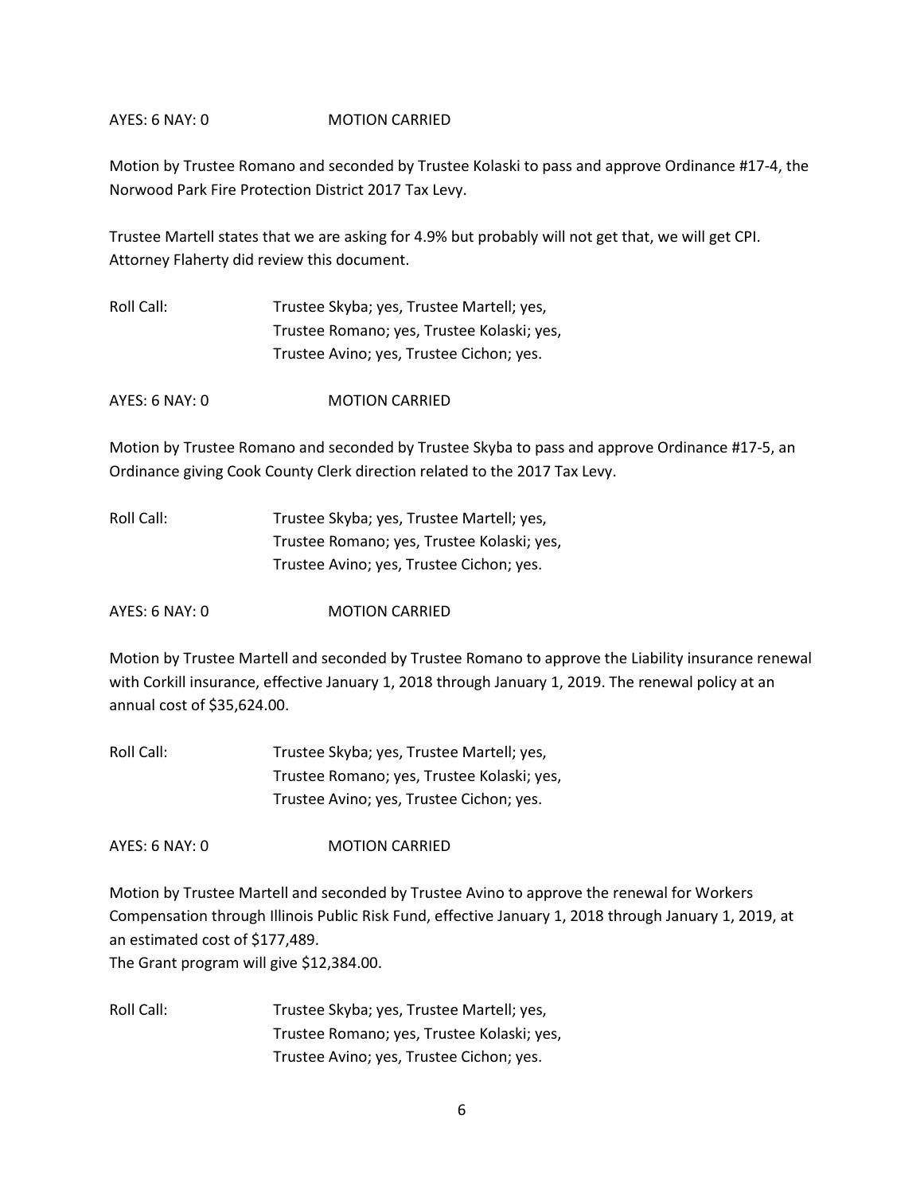AYES: 6 NAY: 0 MOTION CARRIED

Motion by Trustee Romano and seconded by Trustee Kolaski to pass and approve Ordinance #17-4, the Norwood Park Fire Protection District 2017 Tax Levy.

Trustee Martell states that we are asking for 4.9% but probably will not get that, we will get CPI. Attorney Flaherty did review this document.

Roll Call: Trustee Skyba; yes, Trustee Martell; yes,
Trustee Romano; yes, Trustee Kolaski; yes,
Trustee Avino; yes, Trustee Cichon; yes.

AYES: 6 NAY: 0 MOTION CARRIED

Motion by Trustee Romano and seconded by Trustee Skyba to pass and approve Ordinance #17-5, an Ordinance giving Cook County Clerk direction related to the 2017 Tax Levy.

Roll Call: Trustee Skyba; yes, Trustee Martell; yes,
Trustee Romano; yes, Trustee Kolaski; yes,
Trustee Avino; yes, Trustee Cichon; yes.

AYES: 6 NAY: 0 MOTION CARRIED

Motion by Trustee Martell and seconded by Trustee Romano to approve the Liability insurance renewal with Corkill insurance, effective January 1, 2018 through January 1, 2019. The renewal policy at an annual cost of $35,624.00.

Roll Call: Trustee Skyba; yes, Trustee Martell; yes,
Trustee Romano; yes, Trustee Kolaski; yes,
Trustee Avino; yes, Trustee Cichon; yes.

AYES: 6 NAY: 0 MOTION CARRIED

Motion by Trustee Martell and seconded by Trustee Avino to approve the renewal for Workers Compensation through Illinois Public Risk Fund, effective January 1, 2018 through January 1, 2019, at an estimated cost of $177,489.
The Grant program will give $12,384.00.

Roll Call: Trustee Skyba; yes, Trustee Martell; yes,
Trustee Romano; yes, Trustee Kolaski; yes,
Trustee Avino; yes, Trustee Cichon; yes.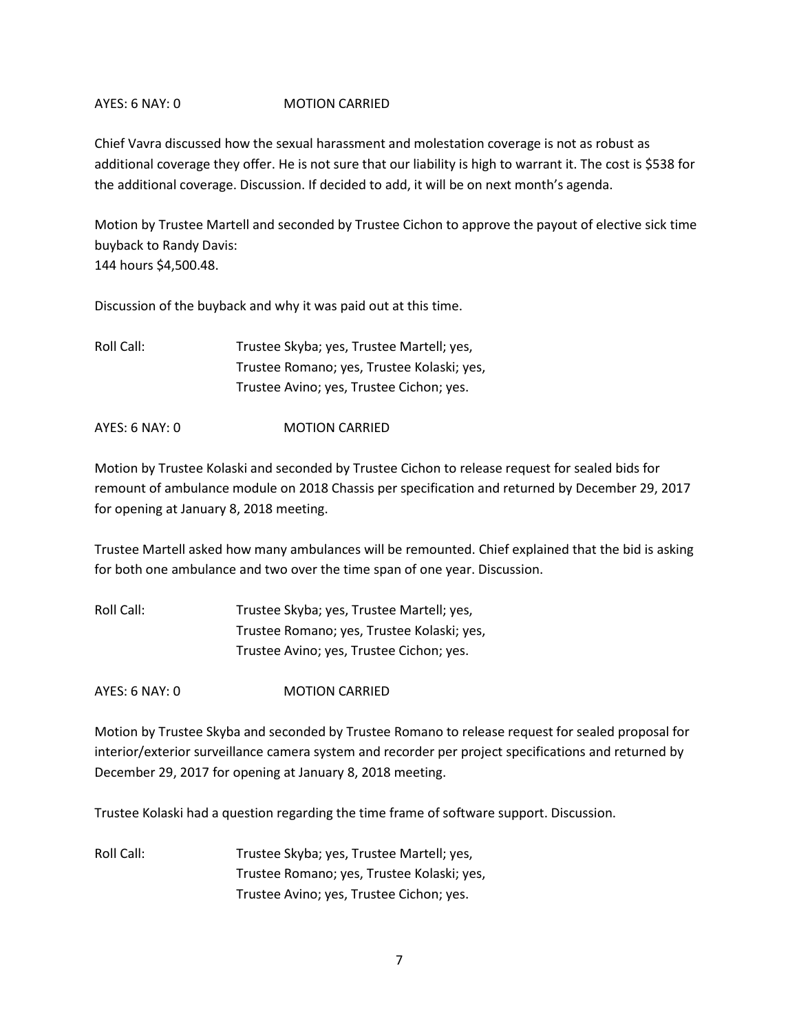AYES: 6 NAY: 0 MOTION CARRIED

Chief Vavra discussed how the sexual harassment and molestation coverage is not as robust as additional coverage they offer. He is not sure that our liability is high to warrant it. The cost is $538 for the additional coverage. Discussion. If decided to add, it will be on next month's agenda.

Motion by Trustee Martell and seconded by Trustee Cichon to approve the payout of elective sick time buyback to Randy Davis:
144 hours $4,500.48.

Discussion of the buyback and why it was paid out at this time.

Roll Call: Trustee Skyba; yes, Trustee Martell; yes,
Trustee Romano; yes, Trustee Kolaski; yes,
Trustee Avino; yes, Trustee Cichon; yes.

AYES: 6 NAY: 0 MOTION CARRIED

Motion by Trustee Kolaski and seconded by Trustee Cichon to release request for sealed bids for remount of ambulance module on 2018 Chassis per specification and returned by December 29, 2017 for opening at January 8, 2018 meeting.

Trustee Martell asked how many ambulances will be remounted. Chief explained that the bid is asking for both one ambulance and two over the time span of one year. Discussion.

Roll Call: Trustee Skyba; yes, Trustee Martell; yes,
Trustee Romano; yes, Trustee Kolaski; yes,
Trustee Avino; yes, Trustee Cichon; yes.

AYES: 6 NAY: 0 MOTION CARRIED

Motion by Trustee Skyba and seconded by Trustee Romano to release request for sealed proposal for interior/exterior surveillance camera system and recorder per project specifications and returned by December 29, 2017 for opening at January 8, 2018 meeting.

Trustee Kolaski had a question regarding the time frame of software support. Discussion.

Roll Call: Trustee Skyba; yes, Trustee Martell; yes,
Trustee Romano; yes, Trustee Kolaski; yes,
Trustee Avino; yes, Trustee Cichon; yes.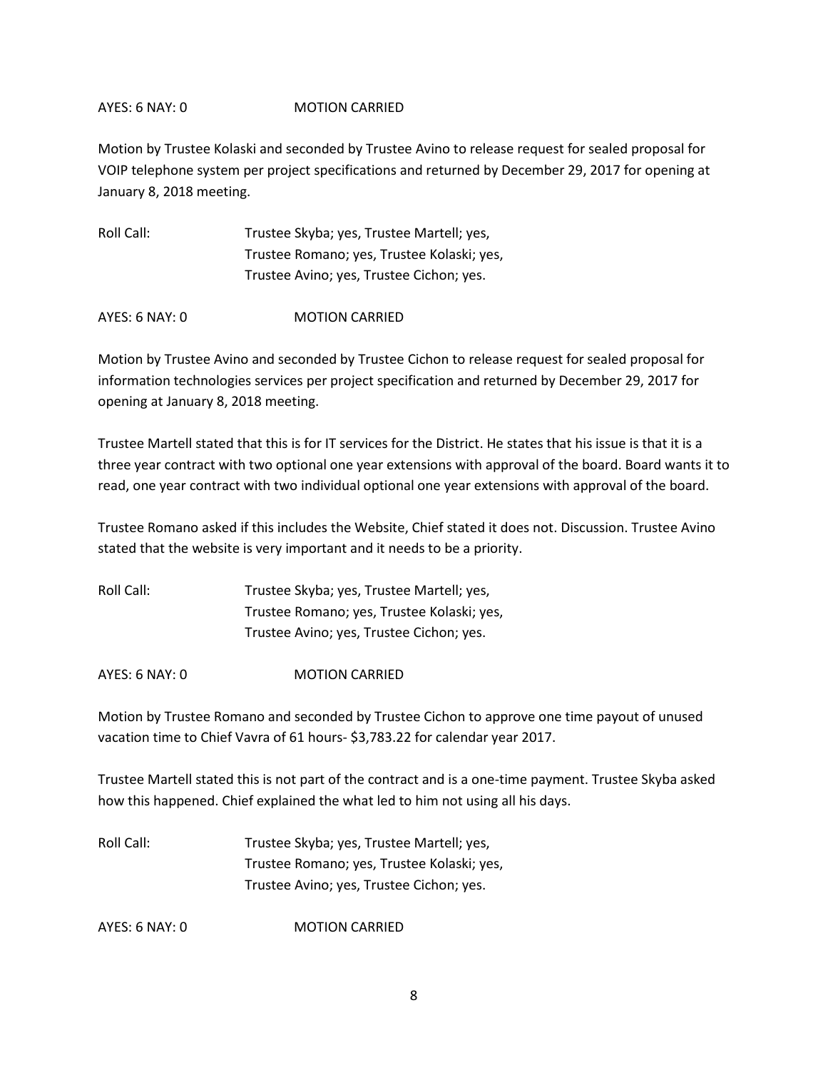AYES: 6 NAY: 0 MOTION CARRIED

Motion by Trustee Kolaski and seconded by Trustee Avino to release request for sealed proposal for VOIP telephone system per project specifications and returned by December 29, 2017 for opening at January 8, 2018 meeting.

Roll Call: Trustee Skyba; yes, Trustee Martell; yes,
Trustee Romano; yes, Trustee Kolaski; yes,
Trustee Avino; yes, Trustee Cichon; yes.

AYES: 6 NAY: 0 MOTION CARRIED

Motion by Trustee Avino and seconded by Trustee Cichon to release request for sealed proposal for information technologies services per project specification and returned by December 29, 2017 for opening at January 8, 2018 meeting.

Trustee Martell stated that this is for IT services for the District. He states that his issue is that it is a three year contract with two optional one year extensions with approval of the board. Board wants it to read, one year contract with two individual optional one year extensions with approval of the board.

Trustee Romano asked if this includes the Website, Chief stated it does not. Discussion. Trustee Avino stated that the website is very important and it needs to be a priority.

Roll Call: Trustee Skyba; yes, Trustee Martell; yes,
Trustee Romano; yes, Trustee Kolaski; yes,
Trustee Avino; yes, Trustee Cichon; yes.

AYES: 6 NAY: 0 MOTION CARRIED

Motion by Trustee Romano and seconded by Trustee Cichon to approve one time payout of unused vacation time to Chief Vavra of 61 hours- $3,783.22 for calendar year 2017.

Trustee Martell stated this is not part of the contract and is a one-time payment. Trustee Skyba asked how this happened. Chief explained the what led to him not using all his days.

Roll Call: Trustee Skyba; yes, Trustee Martell; yes,
Trustee Romano; yes, Trustee Kolaski; yes,
Trustee Avino; yes, Trustee Cichon; yes.

AYES: 6 NAY: 0 MOTION CARRIED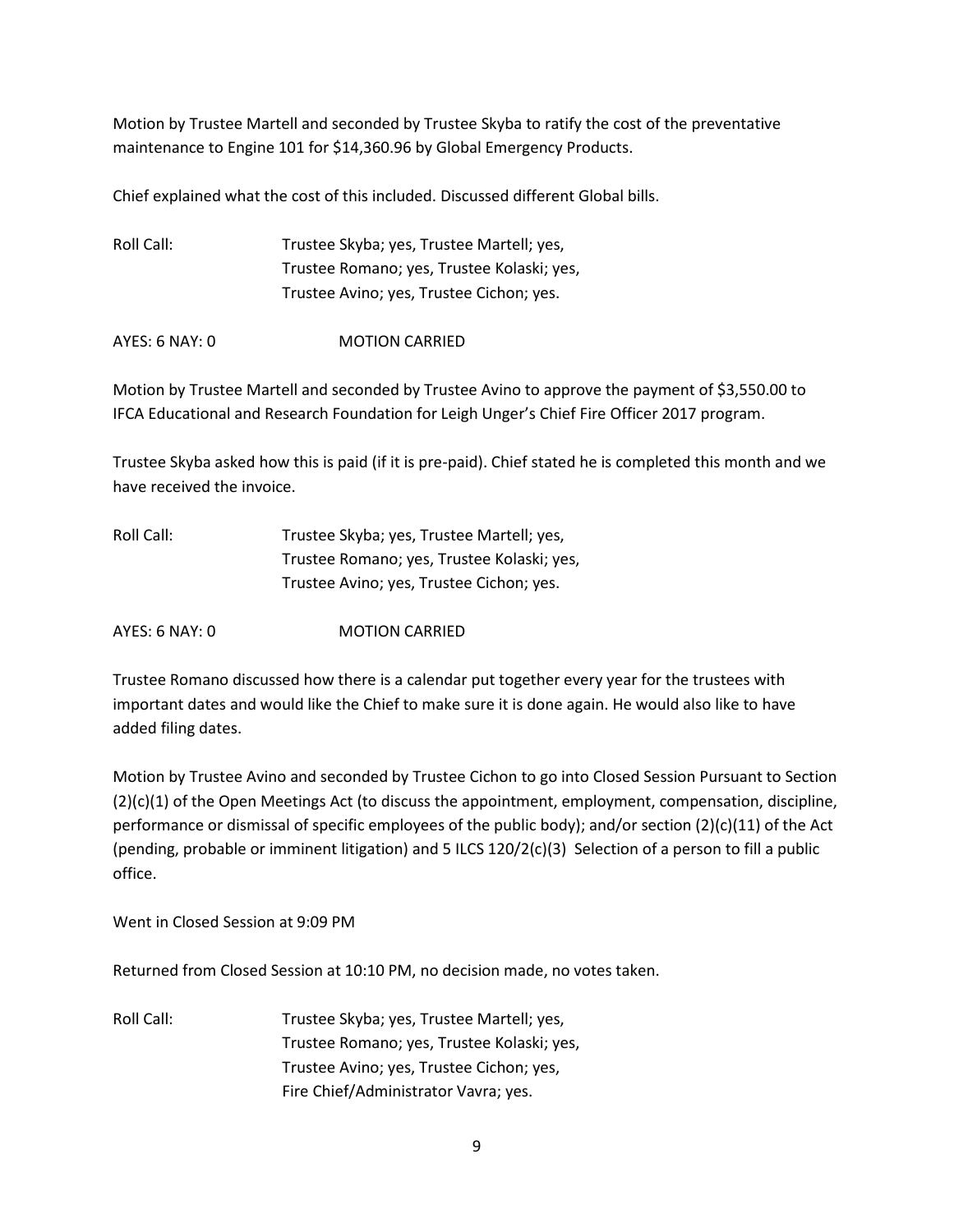Motion by Trustee Martell and seconded by Trustee Skyba to ratify the cost of the preventative maintenance to Engine 101 for $14,360.96 by Global Emergency Products.

Chief explained what the cost of this included. Discussed different Global bills.

Roll Call: Trustee Skyba; yes, Trustee Martell; yes,
Trustee Romano; yes, Trustee Kolaski; yes,
Trustee Avino; yes, Trustee Cichon; yes.

AYES: 6 NAY: 0 MOTION CARRIED

Motion by Trustee Martell and seconded by Trustee Avino to approve the payment of $3,550.00 to IFCA Educational and Research Foundation for Leigh Unger's Chief Fire Officer 2017 program.

Trustee Skyba asked how this is paid (if it is pre-paid). Chief stated he is completed this month and we have received the invoice.

Roll Call: Trustee Skyba; yes, Trustee Martell; yes,
Trustee Romano; yes, Trustee Kolaski; yes,
Trustee Avino; yes, Trustee Cichon; yes.

AYES: 6 NAY: 0 MOTION CARRIED

Trustee Romano discussed how there is a calendar put together every year for the trustees with important dates and would like the Chief to make sure it is done again. He would also like to have added filing dates.

Motion by Trustee Avino and seconded by Trustee Cichon to go into Closed Session Pursuant to Section (2)(c)(1) of the Open Meetings Act (to discuss the appointment, employment, compensation, discipline, performance or dismissal of specific employees of the public body); and/or section (2)(c)(11) of the Act (pending, probable or imminent litigation) and 5 ILCS 120/2(c)(3) Selection of a person to fill a public office.

Went in Closed Session at 9:09 PM

Returned from Closed Session at 10:10 PM, no decision made, no votes taken.

Roll Call: Trustee Skyba; yes, Trustee Martell; yes,
Trustee Romano; yes, Trustee Kolaski; yes,
Trustee Avino; yes, Trustee Cichon; yes,
Fire Chief/Administrator Vavra; yes.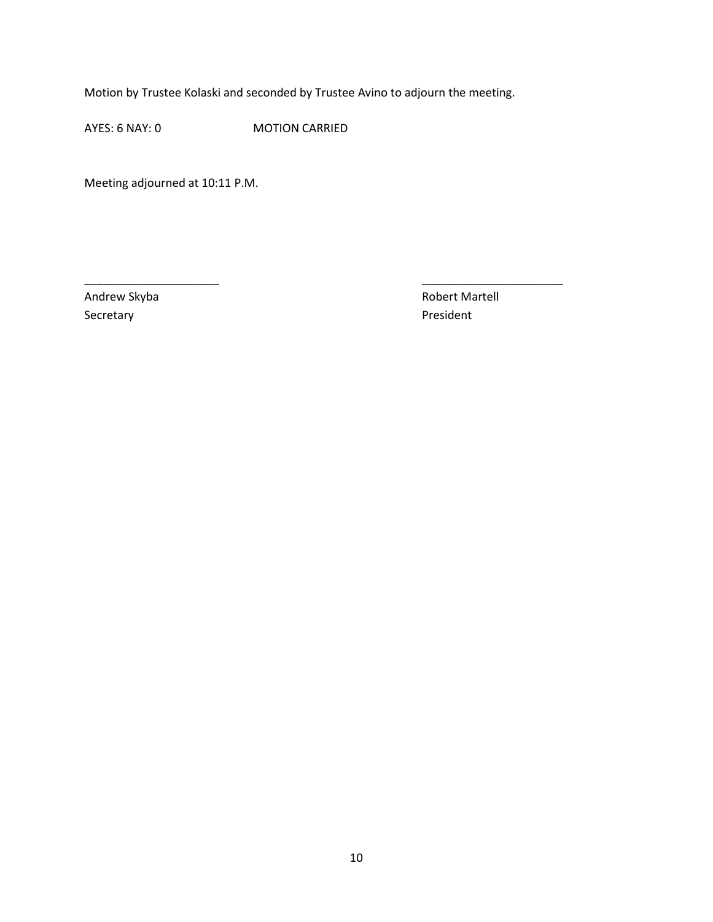Motion by Trustee Kolaski and seconded by Trustee Avino to adjourn the meeting.

AYES: 6 NAY: 0 MOTION CARRIED

Meeting adjourned at 10:11 P.M.

| | |
|---|---|
| _____________________ | _____________________ |
| Andrew Skyba | Robert Martell |
| Secretary | President |